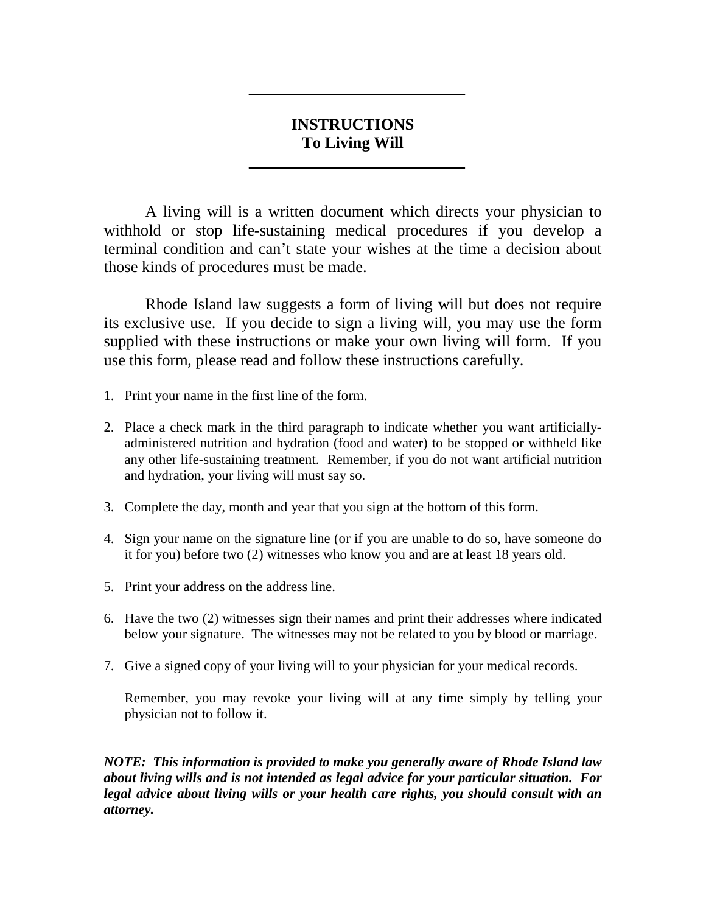# INSTRUCTIONS
## To Living Will

A living will is a written document which directs your physician to withhold or stop life-sustaining medical procedures if you develop a terminal condition and can't state your wishes at the time a decision about those kinds of procedures must be made.

Rhode Island law suggests a form of living will but does not require its exclusive use. If you decide to sign a living will, you may use the form supplied with these instructions or make your own living will form. If you use this form, please read and follow these instructions carefully.

1. Print your name in the first line of the form.
2. Place a check mark in the third paragraph to indicate whether you want artificially-administered nutrition and hydration (food and water) to be stopped or withheld like any other life-sustaining treatment. Remember, if you do not want artificial nutrition and hydration, your living will must say so.
3. Complete the day, month and year that you sign at the bottom of this form.
4. Sign your name on the signature line (or if you are unable to do so, have someone do it for you) before two (2) witnesses who know you and are at least 18 years old.
5. Print your address on the address line.
6. Have the two (2) witnesses sign their names and print their addresses where indicated below your signature. The witnesses may not be related to you by blood or marriage.
7. Give a signed copy of your living will to your physician for your medical records.

   Remember, you may revoke your living will at any time simply by telling your physician not to follow it.

***NOTE: This information is provided to make you generally aware of Rhode Island law about living wills and is not intended as legal advice for your particular situation. For legal advice about living wills or your health care rights, you should consult with an attorney.***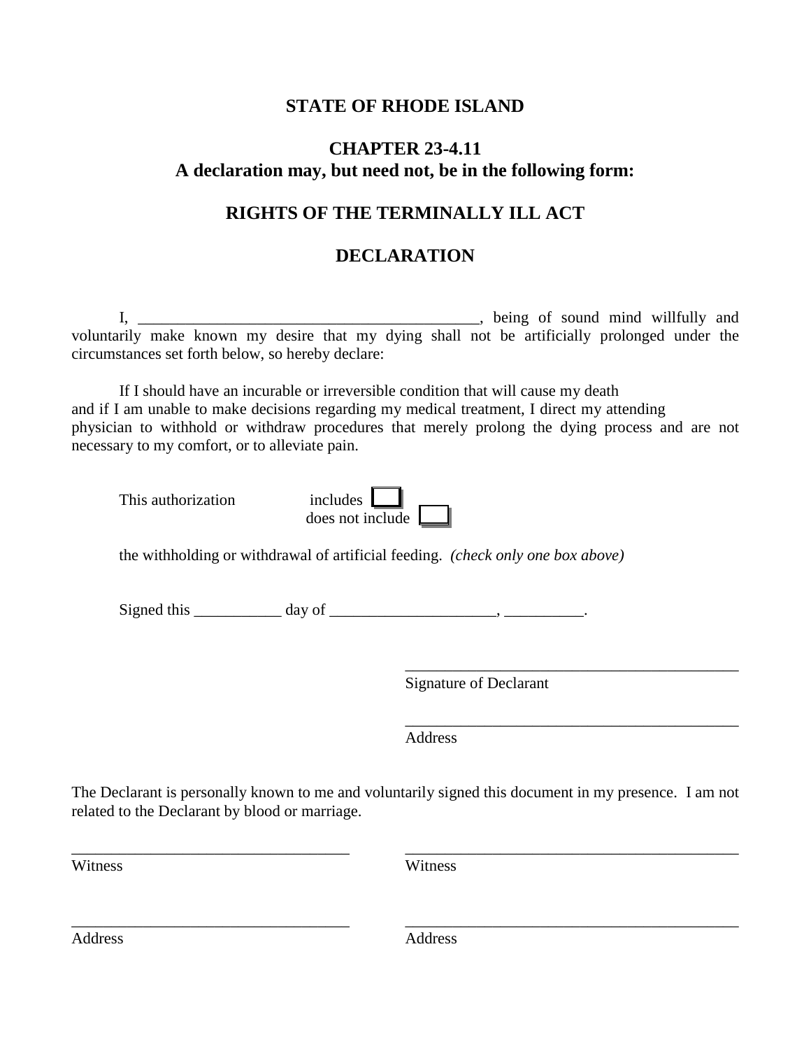## STATE OF RHODE ISLAND

## CHAPTER 23-4.11
**A declaration may, but need not, be in the following form:**

## RIGHTS OF THE TERMINALLY ILL ACT

## DECLARATION

I, _____________________________________________, being of sound mind willfully and voluntarily make known my desire that my dying shall not be artificially prolonged under the circumstances set forth below, so hereby declare:

If I should have an incurable or irreversible condition that will cause my death and if I am unable to make decisions regarding my medical treatment, I direct my attending physician to withhold or withdraw procedures that merely prolong the dying process and are not necessary to my comfort, or to alleviate pain.

This authorization includes ☐
does not include ☐

the withholding or withdrawal of artificial feeding. *(check only one box above)*

Signed this ___________ day of _____________________, __________.

_____________________________________________
Signature of Declarant

_____________________________________________
Address

The Declarant is personally known to me and voluntarily signed this document in my presence. I am not related to the Declarant by blood or marriage.

____________________________________
Witness

_____________________________________________
Witness

____________________________________
Address

_____________________________________________
Address